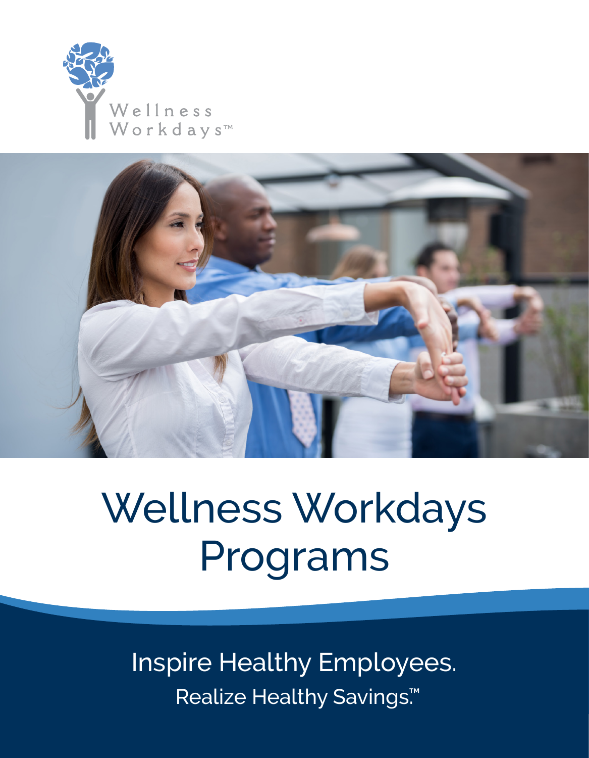Wellness Workdays™

# Wellness Workdays Programs

Inspire Healthy Employees.

Realize Healthy Savings.™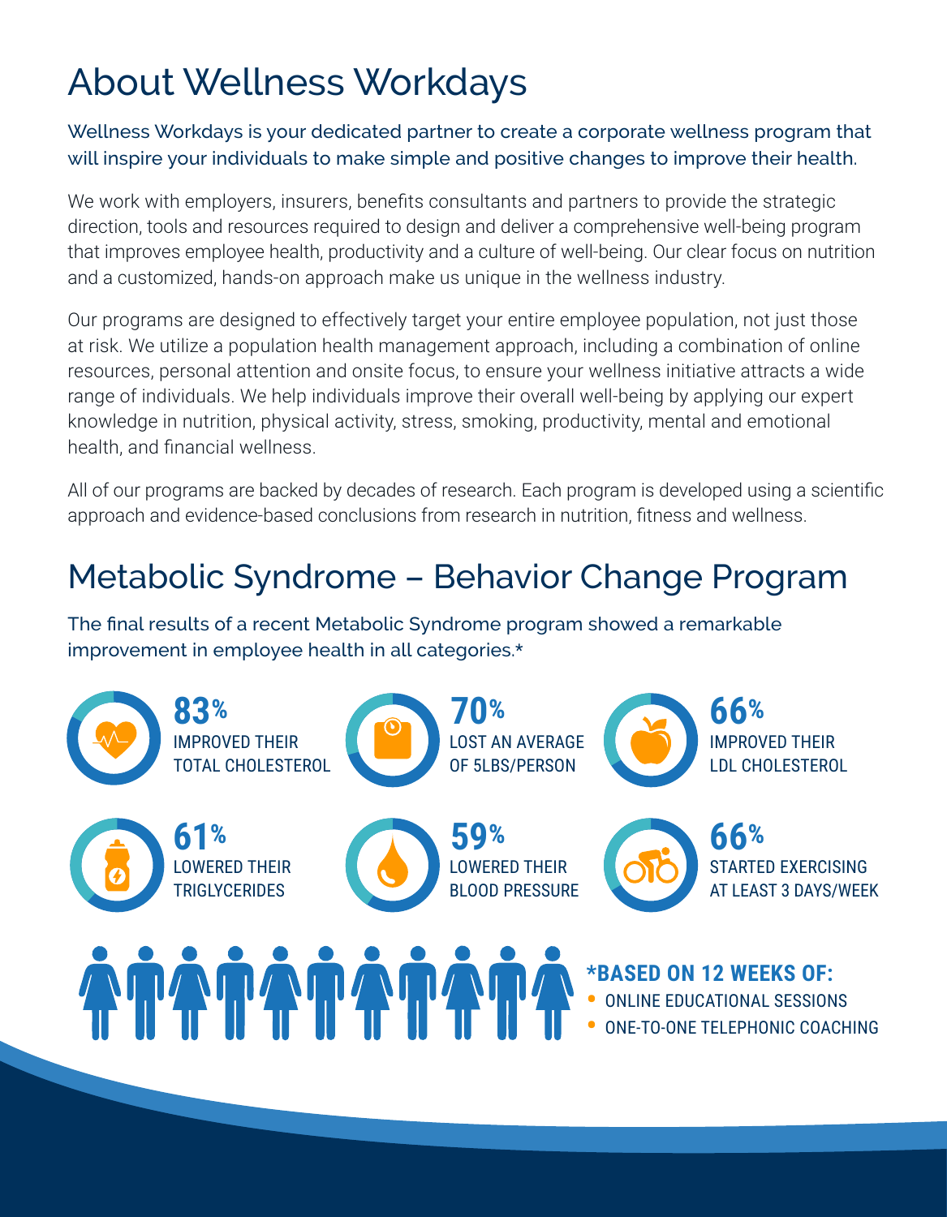# About Wellness Workdays

Wellness Workdays is your dedicated partner to create a corporate wellness program that will inspire your individuals to make simple and positive changes to improve their health.

We work with employers, insurers, benefits consultants and partners to provide the strategic direction, tools and resources required to design and deliver a comprehensive well-being program that improves employee health, productivity and a culture of well-being. Our clear focus on nutrition and a customized, hands-on approach make us unique in the wellness industry.

Our programs are designed to effectively target your entire employee population, not just those at risk. We utilize a population health management approach, including a combination of online resources, personal attention and onsite focus, to ensure your wellness initiative attracts a wide range of individuals. We help individuals improve their overall well-being by applying our expert knowledge in nutrition, physical activity, stress, smoking, productivity, mental and emotional health, and financial wellness.

All of our programs are backed by decades of research. Each program is developed using a scientific approach and evidence-based conclusions from research in nutrition, fitness and wellness.

# Metabolic Syndrome – Behavior Change Program

The final results of a recent Metabolic Syndrome program showed a remarkable improvement in employee health in all categories.*

**83%** IMPROVED THEIR TOTAL CHOLESTEROL

**70%** LOST AN AVERAGE OF 5LBS/PERSON

**66%** IMPROVED THEIR LDL CHOLESTEROL

**61%** LOWERED THEIR TRIGLYCERIDES

**59%** LOWERED THEIR BLOOD PRESSURE

**66%** STARTED EXERCISING AT LEAST 3 DAYS/WEEK

**\*BASED ON 12 WEEKS OF:**

- ONLINE EDUCATIONAL SESSIONS
- ONE-TO-ONE TELEPHONIC COACHING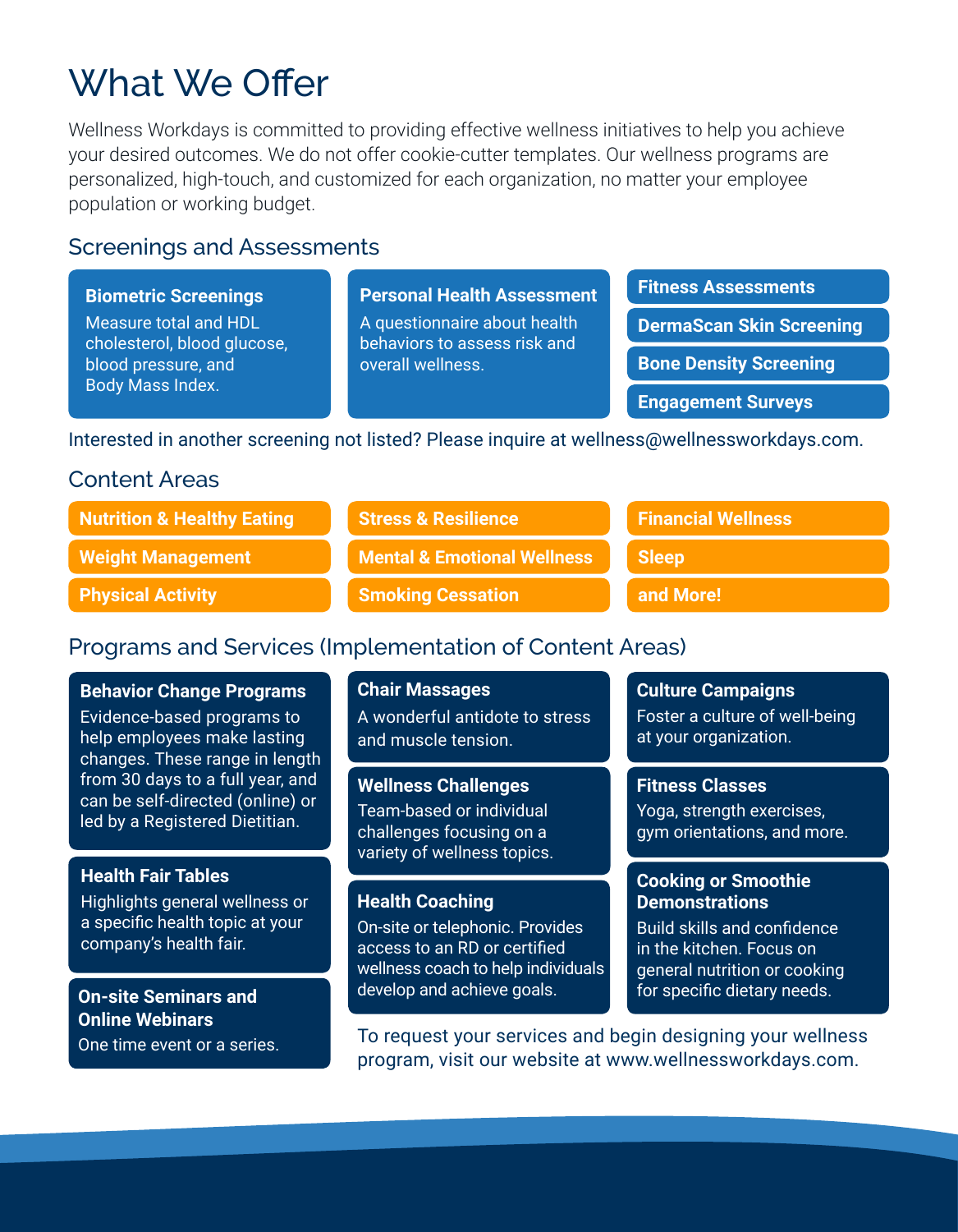# What We Offer

Wellness Workdays is committed to providing effective wellness initiatives to help you achieve your desired outcomes. We do not offer cookie-cutter templates. Our wellness programs are personalized, high-touch, and customized for each organization, no matter your employee population or working budget.

## Screenings and Assessments

**Biometric Screenings**
Measure total and HDL cholesterol, blood glucose, blood pressure, and Body Mass Index.

**Personal Health Assessment**
A questionnaire about health behaviors to assess risk and overall wellness.

- **Fitness Assessments**
- **DermaScan Skin Screening**
- **Bone Density Screening**
- **Engagement Surveys**

Interested in another screening not listed? Please inquire at wellness@wellnessworkdays.com.

## Content Areas

- **Nutrition & Healthy Eating**
- **Weight Management**
- **Physical Activity**
- **Stress & Resilience**
- **Mental & Emotional Wellness**
- **Smoking Cessation**
- **Financial Wellness**
- **Sleep**
- **and More!**

## Programs and Services (Implementation of Content Areas)

**Behavior Change Programs**
Evidence-based programs to help employees make lasting changes. These range in length from 30 days to a full year, and can be self-directed (online) or led by a Registered Dietitian.

**Health Fair Tables**
Highlights general wellness or a specific health topic at your company's health fair.

**On-site Seminars and Online Webinars**
One time event or a series.

**Chair Massages**
A wonderful antidote to stress and muscle tension.

**Wellness Challenges**
Team-based or individual challenges focusing on a variety of wellness topics.

**Health Coaching**
On-site or telephonic. Provides access to an RD or certified wellness coach to help individuals develop and achieve goals.

**Culture Campaigns**
Foster a culture of well-being at your organization.

**Fitness Classes**
Yoga, strength exercises, gym orientations, and more.

**Cooking or Smoothie Demonstrations**
Build skills and confidence in the kitchen. Focus on general nutrition or cooking for specific dietary needs.

To request your services and begin designing your wellness program, visit our website at www.wellnessworkdays.com.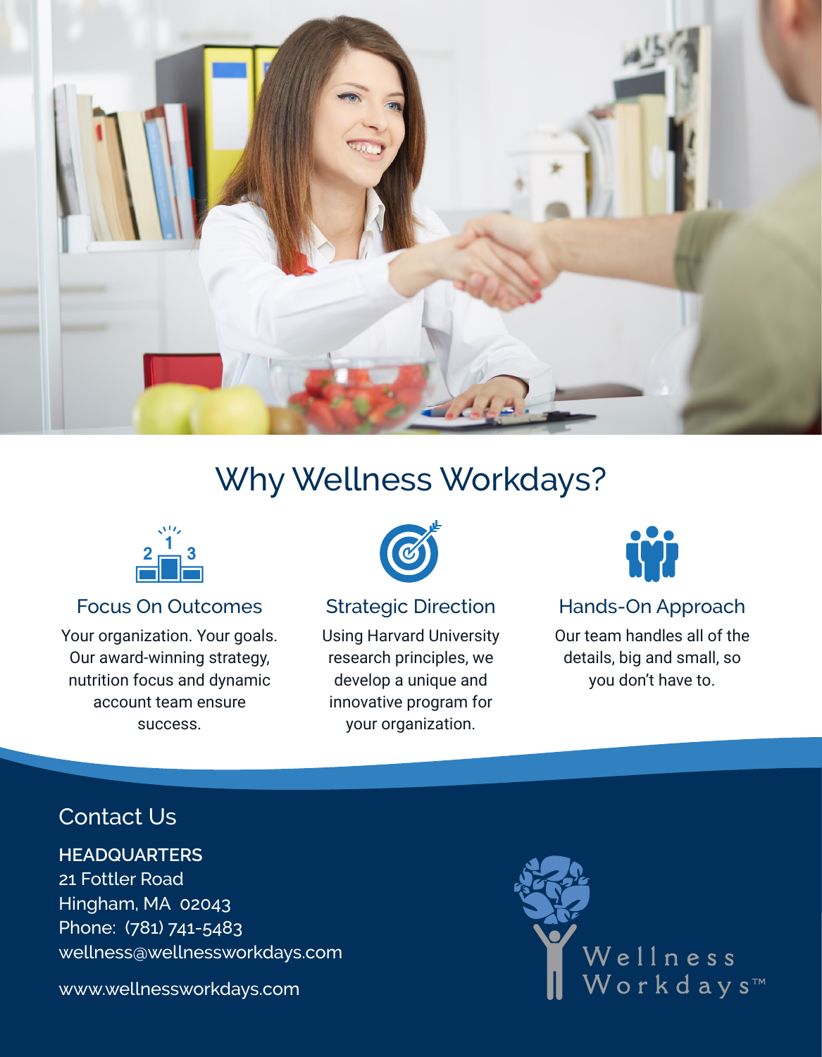# Why Wellness Workdays?

### Focus On Outcomes

Your organization. Your goals. Our award-winning strategy, nutrition focus and dynamic account team ensure success.

### Strategic Direction

Using Harvard University research principles, we develop a unique and innovative program for your organization.

### Hands-On Approach

Our team handles all of the details, big and small, so you don't have to.

## Contact Us

**HEADQUARTERS**
21 Fottler Road
Hingham, MA 02043
Phone: (781) 741-5483
wellness@wellnessworkdays.com

www.wellnessworkdays.com

Wellness Workdays™